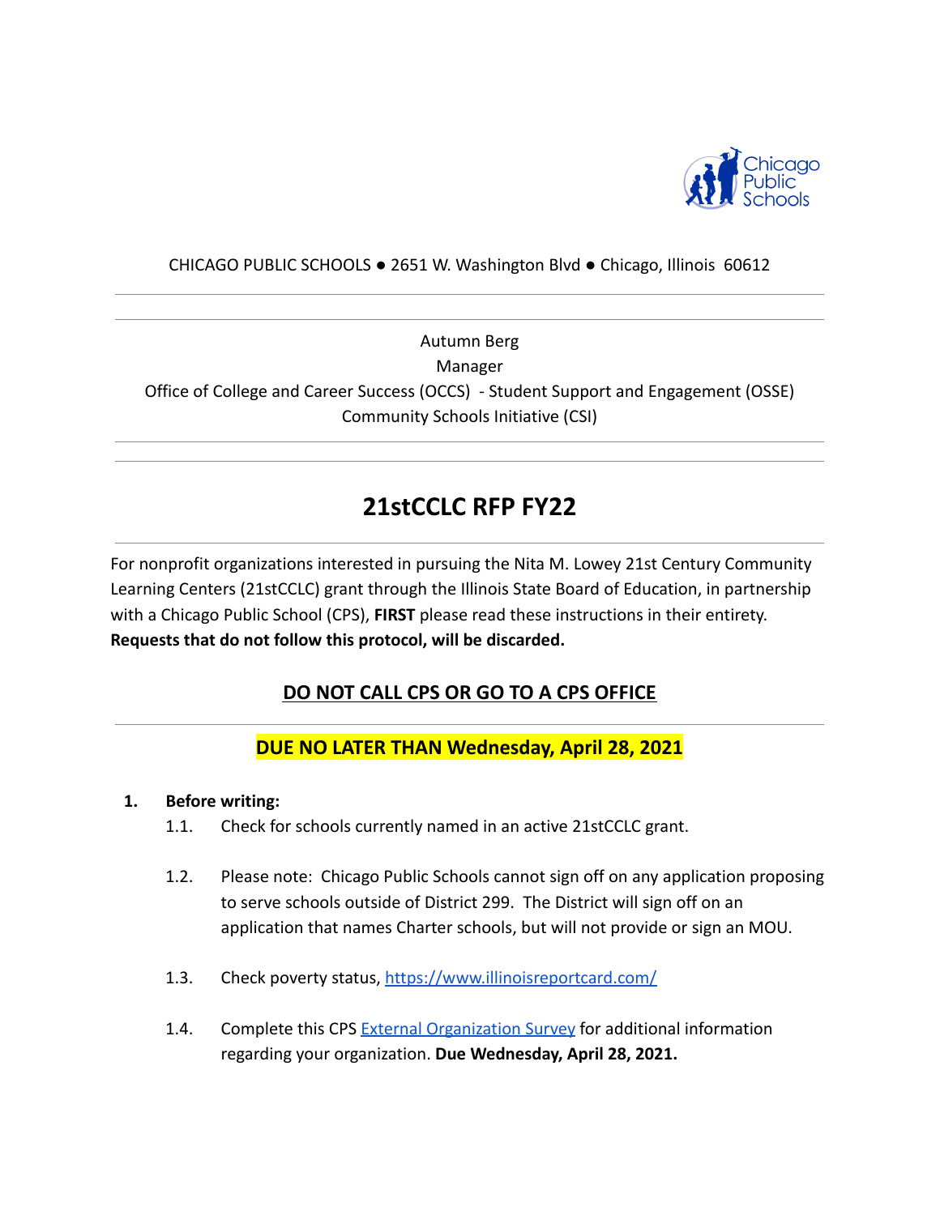CHICAGO PUBLIC SCHOOLS ● 2651 W. Washington Blvd ● Chicago, Illinois 60612

---

Autumn Berg
Manager
Office of College and Career Success (OCCS) - Student Support and Engagement (OSSE)
Community Schools Initiative (CSI)

---

# 21stCCLC RFP FY22

For nonprofit organizations interested in pursuing the Nita M. Lowey 21st Century Community Learning Centers (21stCCLC) grant through the Illinois State Board of Education, in partnership with a Chicago Public School (CPS), **FIRST** please read these instructions in their entirety. **Requests that do not follow this protocol, will be discarded.**

## DO NOT CALL CPS OR GO TO A CPS OFFICE

## DUE NO LATER THAN Wednesday, April 28, 2021

1. **Before writing:**
   1.1. Check for schools currently named in an active 21stCCLC grant.

   1.2. Please note: Chicago Public Schools cannot sign off on any application proposing to serve schools outside of District 299. The District will sign off on an application that names Charter schools, but will not provide or sign an MOU.

   1.3. Check poverty status, https://www.illinoisreportcard.com/

   1.4. Complete this CPS External Organization Survey for additional information regarding your organization. **Due Wednesday, April 28, 2021.**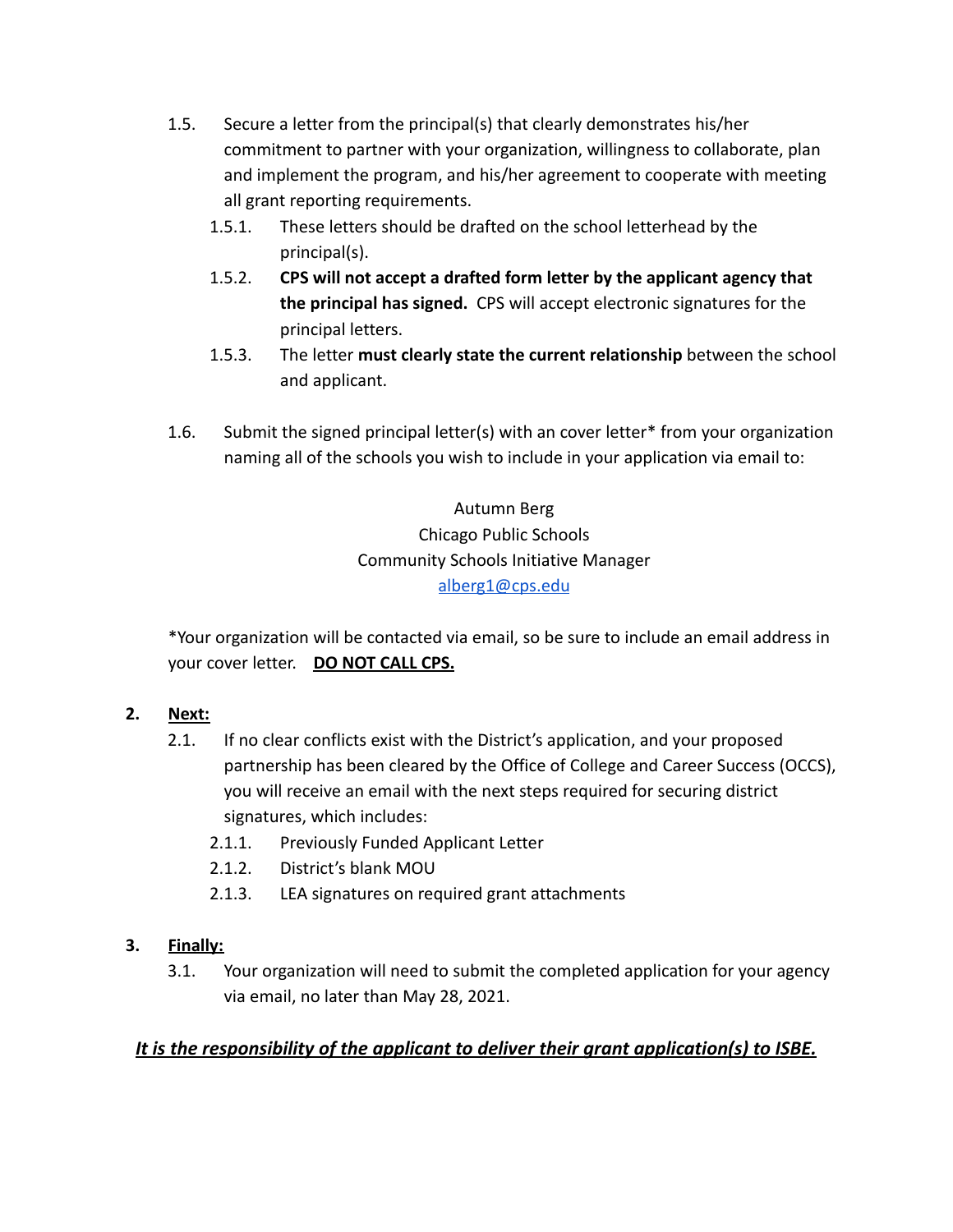1.5. Secure a letter from the principal(s) that clearly demonstrates his/her commitment to partner with your organization, willingness to collaborate, plan and implement the program, and his/her agreement to cooperate with meeting all grant reporting requirements.

   1.5.1. These letters should be drafted on the school letterhead by the principal(s).

   1.5.2. **CPS will not accept a drafted form letter by the applicant agency that the principal has signed.** CPS will accept electronic signatures for the principal letters.

   1.5.3. The letter **must clearly state the current relationship** between the school and applicant.

1.6. Submit the signed principal letter(s) with an cover letter* from your organization naming all of the schools you wish to include in your application via email to:

Autumn Berg
Chicago Public Schools
Community Schools Initiative Manager
alberg1@cps.edu

*Your organization will be contacted via email, so be sure to include an email address in your cover letter. **DO NOT CALL CPS.**

**2. Next:**

2.1. If no clear conflicts exist with the District's application, and your proposed partnership has been cleared by the Office of College and Career Success (OCCS), you will receive an email with the next steps required for securing district signatures, which includes:

   2.1.1. Previously Funded Applicant Letter

   2.1.2. District's blank MOU

   2.1.3. LEA signatures on required grant attachments

**3. Finally:**

3.1. Your organization will need to submit the completed application for your agency via email, no later than May 28, 2021.

***It is the responsibility of the applicant to deliver their grant application(s) to ISBE.***